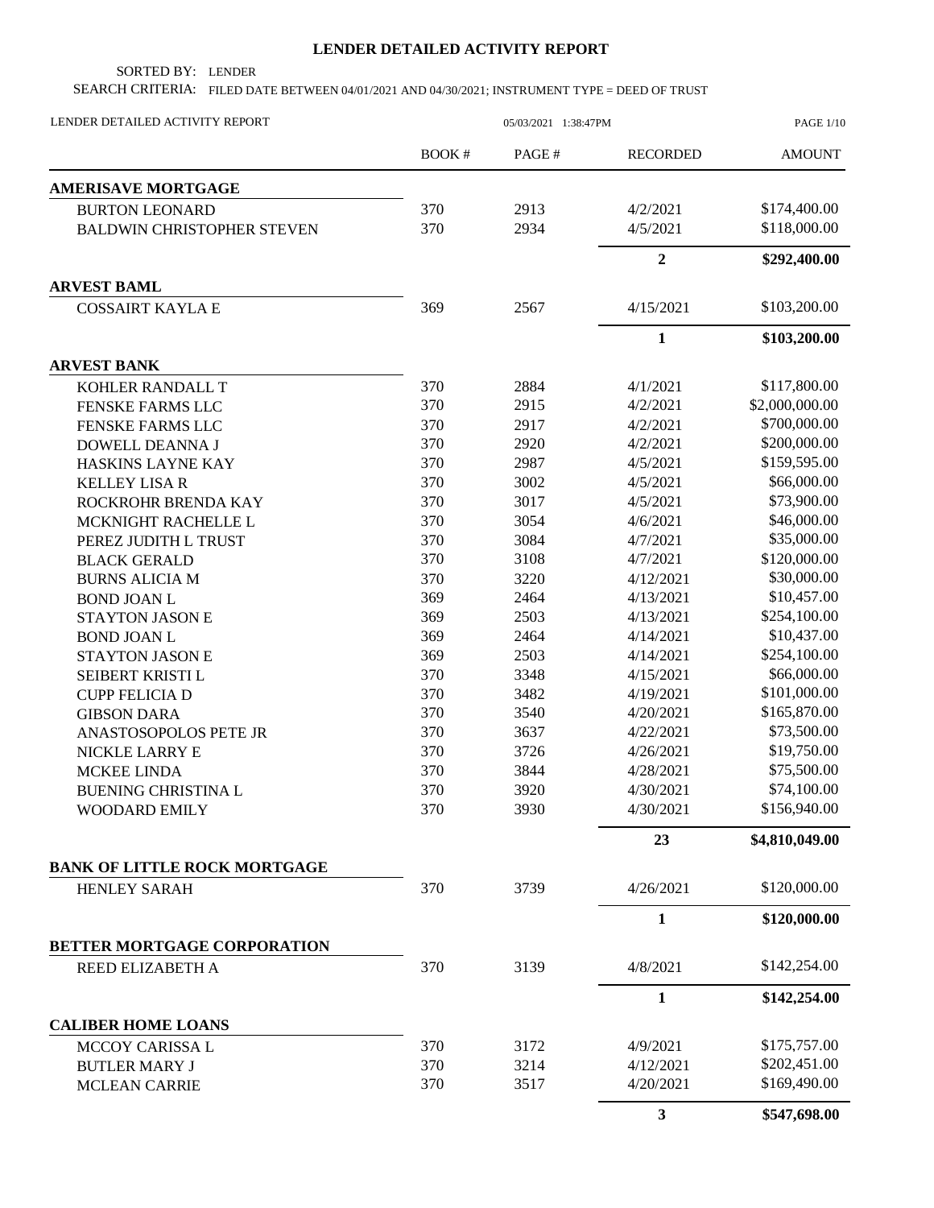# LENDER DETAILED ACTIVITY REPORT

SORTED BY: LENDER

SEARCH CRITERIA: FILED DATE BETWEEN 04/01/2021 AND 04/30/2021; INSTRUMENT TYPE = DEED OF TRUST

LENDER DETAILED ACTIVITY REPORT 05/03/2021 1:38:47PM

| | BOOK # | PAGE # | RECORDED | AMOUNT |
|---|---|---|---|---|
| **AMERISAVE MORTGAGE** | | | | |
| BURTON LEONARD | 370 | 2913 | 4/2/2021 | \$174,400.00 |
| BALDWIN CHRISTOPHER STEVEN | 370 | 2934 | 4/5/2021 | \$118,000.00 |
| | | | **2** | **\$292,400.00** |
| **ARVEST BAML** | | | | |
| COSSAIRT KAYLA E | 369 | 2567 | 4/15/2021 | \$103,200.00 |
| | | | **1** | **\$103,200.00** |
| **ARVEST BANK** | | | | |
| KOHLER RANDALL T | 370 | 2884 | 4/1/2021 | \$117,800.00 |
| FENSKE FARMS LLC | 370 | 2915 | 4/2/2021 | \$2,000,000.00 |
| FENSKE FARMS LLC | 370 | 2917 | 4/2/2021 | \$700,000.00 |
| DOWELL DEANNA J | 370 | 2920 | 4/2/2021 | \$200,000.00 |
| HASKINS LAYNE KAY | 370 | 2987 | 4/5/2021 | \$159,595.00 |
| KELLEY LISA R | 370 | 3002 | 4/5/2021 | \$66,000.00 |
| ROCKROHR BRENDA KAY | 370 | 3017 | 4/5/2021 | \$73,900.00 |
| MCKNIGHT RACHELLE L | 370 | 3054 | 4/6/2021 | \$46,000.00 |
| PEREZ JUDITH L TRUST | 370 | 3084 | 4/7/2021 | \$35,000.00 |
| BLACK GERALD | 370 | 3108 | 4/7/2021 | \$120,000.00 |
| BURNS ALICIA M | 370 | 3220 | 4/12/2021 | \$30,000.00 |
| BOND JOAN L | 369 | 2464 | 4/13/2021 | \$10,457.00 |
| STAYTON JASON E | 369 | 2503 | 4/13/2021 | \$254,100.00 |
| BOND JOAN L | 369 | 2464 | 4/14/2021 | \$10,437.00 |
| STAYTON JASON E | 369 | 2503 | 4/14/2021 | \$254,100.00 |
| SEIBERT KRISTI L | 370 | 3348 | 4/15/2021 | \$66,000.00 |
| CUPP FELICIA D | 370 | 3482 | 4/19/2021 | \$101,000.00 |
| GIBSON DARA | 370 | 3540 | 4/20/2021 | \$165,870.00 |
| ANASTOSOPOLOS PETE JR | 370 | 3637 | 4/22/2021 | \$73,500.00 |
| NICKLE LARRY E | 370 | 3726 | 4/26/2021 | \$19,750.00 |
| MCKEE LINDA | 370 | 3844 | 4/28/2021 | \$75,500.00 |
| BUENING CHRISTINA L | 370 | 3920 | 4/30/2021 | \$74,100.00 |
| WOODARD EMILY | 370 | 3930 | 4/30/2021 | \$156,940.00 |
| | | | **23** | **\$4,810,049.00** |
| **BANK OF LITTLE ROCK MORTGAGE** | | | | |
| HENLEY SARAH | 370 | 3739 | 4/26/2021 | \$120,000.00 |
| | | | **1** | **\$120,000.00** |
| **BETTER MORTGAGE CORPORATION** | | | | |
| REED ELIZABETH A | 370 | 3139 | 4/8/2021 | \$142,254.00 |
| | | | **1** | **\$142,254.00** |
| **CALIBER HOME LOANS** | | | | |
| MCCOY CARISSA L | 370 | 3172 | 4/9/2021 | \$175,757.00 |
| BUTLER MARY J | 370 | 3214 | 4/12/2021 | \$202,451.00 |
| MCLEAN CARRIE | 370 | 3517 | 4/20/2021 | \$169,490.00 |
| | | | **3** | **\$547,698.00** |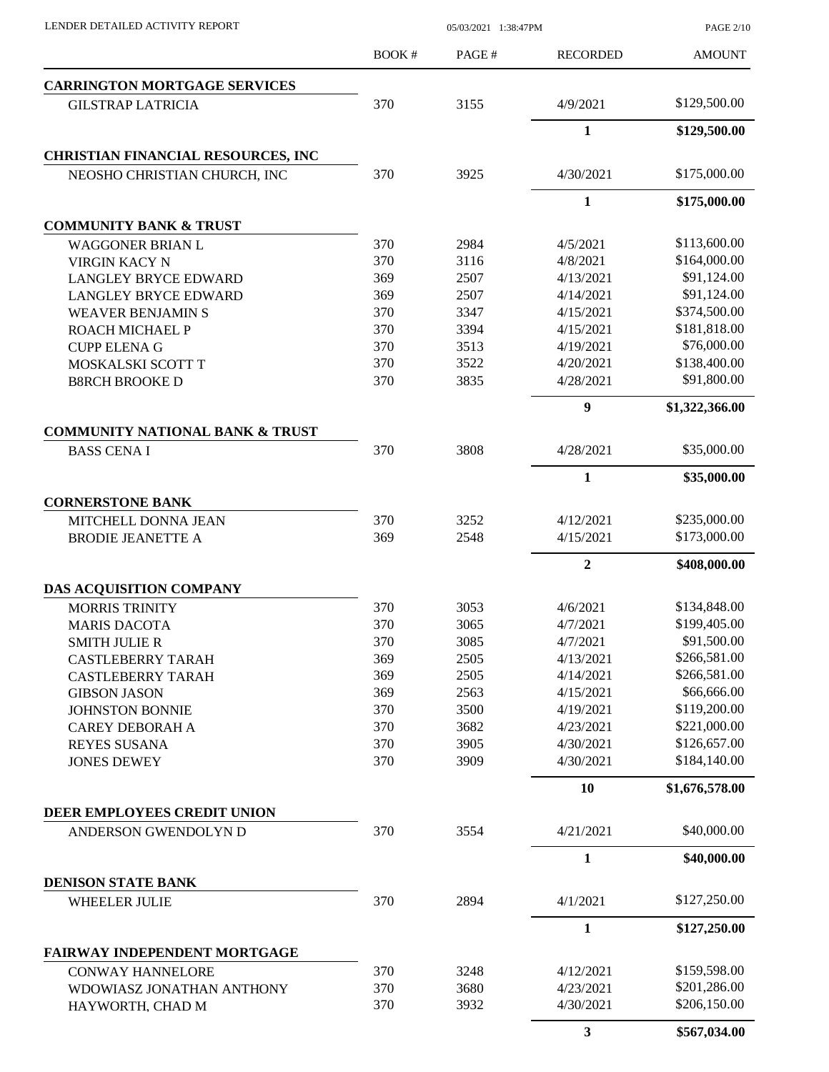| | BOOK # | PAGE # | RECORDED | AMOUNT |
|---|---|---|---|---|
| **CARRINGTON MORTGAGE SERVICES** | | | | |
| GILSTRAP LATRICIA | 370 | 3155 | 4/9/2021 | \$129,500.00 |
| | | | **1** | **\$129,500.00** |
| **CHRISTIAN FINANCIAL RESOURCES, INC** | | | | |
| NEOSHO CHRISTIAN CHURCH, INC | 370 | 3925 | 4/30/2021 | \$175,000.00 |
| | | | **1** | **\$175,000.00** |
| **COMMUNITY BANK & TRUST** | | | | |
| WAGGONER BRIAN L | 370 | 2984 | 4/5/2021 | \$113,600.00 |
| VIRGIN KACY N | 370 | 3116 | 4/8/2021 | \$164,000.00 |
| LANGLEY BRYCE EDWARD | 369 | 2507 | 4/13/2021 | \$91,124.00 |
| LANGLEY BRYCE EDWARD | 369 | 2507 | 4/14/2021 | \$91,124.00 |
| WEAVER BENJAMIN S | 370 | 3347 | 4/15/2021 | \$374,500.00 |
| ROACH MICHAEL P | 370 | 3394 | 4/15/2021 | \$181,818.00 |
| CUPP ELENA G | 370 | 3513 | 4/19/2021 | \$76,000.00 |
| MOSKALSKI SCOTT T | 370 | 3522 | 4/20/2021 | \$138,400.00 |
| B8RCH BROOKE D | 370 | 3835 | 4/28/2021 | \$91,800.00 |
| | | | **9** | **\$1,322,366.00** |
| **COMMUNITY NATIONAL BANK & TRUST** | | | | |
| BASS CENA I | 370 | 3808 | 4/28/2021 | \$35,000.00 |
| | | | **1** | **\$35,000.00** |
| **CORNERSTONE BANK** | | | | |
| MITCHELL DONNA JEAN | 370 | 3252 | 4/12/2021 | \$235,000.00 |
| BRODIE JEANETTE A | 369 | 2548 | 4/15/2021 | \$173,000.00 |
| | | | **2** | **\$408,000.00** |
| **DAS ACQUISITION COMPANY** | | | | |
| MORRIS TRINITY | 370 | 3053 | 4/6/2021 | \$134,848.00 |
| MARIS DACOTA | 370 | 3065 | 4/7/2021 | \$199,405.00 |
| SMITH JULIE R | 370 | 3085 | 4/7/2021 | \$91,500.00 |
| CASTLEBERRY TARAH | 369 | 2505 | 4/13/2021 | \$266,581.00 |
| CASTLEBERRY TARAH | 369 | 2505 | 4/14/2021 | \$266,581.00 |
| GIBSON JASON | 369 | 2563 | 4/15/2021 | \$66,666.00 |
| JOHNSTON BONNIE | 370 | 3500 | 4/19/2021 | \$119,200.00 |
| CAREY DEBORAH A | 370 | 3682 | 4/23/2021 | \$221,000.00 |
| REYES SUSANA | 370 | 3905 | 4/30/2021 | \$126,657.00 |
| JONES DEWEY | 370 | 3909 | 4/30/2021 | \$184,140.00 |
| | | | **10** | **\$1,676,578.00** |
| **DEER EMPLOYEES CREDIT UNION** | | | | |
| ANDERSON GWENDOLYN D | 370 | 3554 | 4/21/2021 | \$40,000.00 |
| | | | **1** | **\$40,000.00** |
| **DENISON STATE BANK** | | | | |
| WHEELER JULIE | 370 | 2894 | 4/1/2021 | \$127,250.00 |
| | | | **1** | **\$127,250.00** |
| **FAIRWAY INDEPENDENT MORTGAGE** | | | | |
| CONWAY HANNELORE | 370 | 3248 | 4/12/2021 | \$159,598.00 |
| WDOWIASZ JONATHAN ANTHONY | 370 | 3680 | 4/23/2021 | \$201,286.00 |
| HAYWORTH, CHAD M | 370 | 3932 | 4/30/2021 | \$206,150.00 |
| | | | **3** | **\$567,034.00** |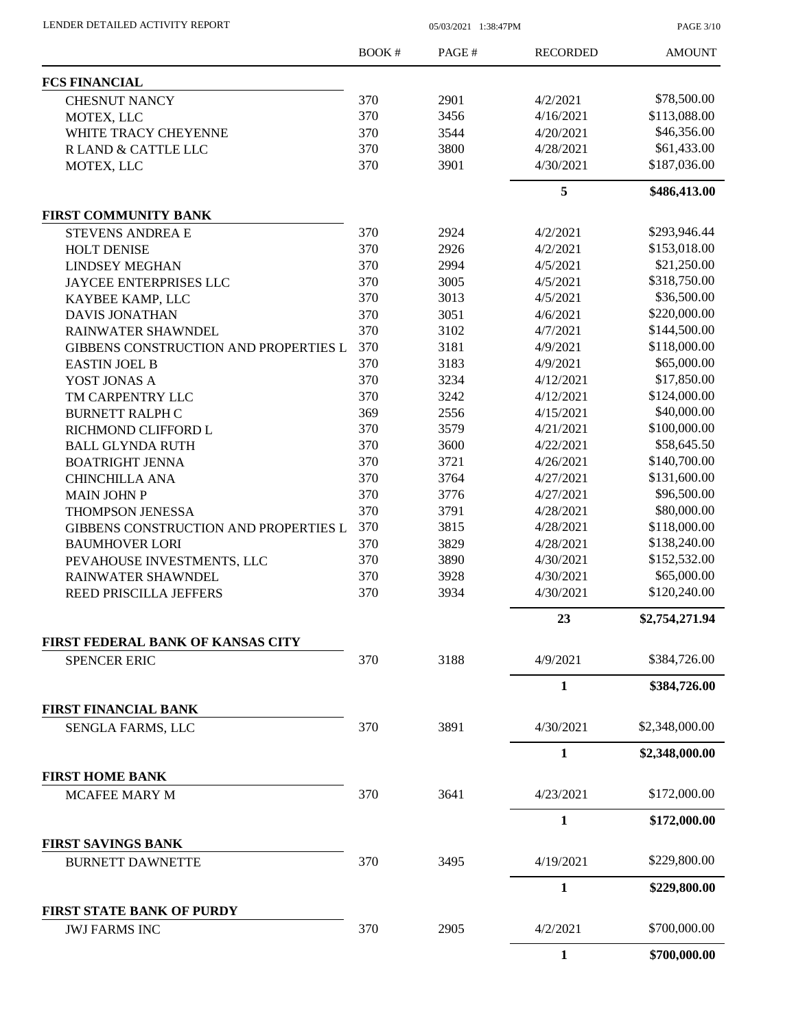| | BOOK # | PAGE # | RECORDED | AMOUNT |
|---|---|---|---|---|
| **FCS FINANCIAL** | | | | |
| CHESNUT NANCY | 370 | 2901 | 4/2/2021 | \$78,500.00 |
| MOTEX, LLC | 370 | 3456 | 4/16/2021 | \$113,088.00 |
| WHITE TRACY CHEYENNE | 370 | 3544 | 4/20/2021 | \$46,356.00 |
| R LAND & CATTLE LLC | 370 | 3800 | 4/28/2021 | \$61,433.00 |
| MOTEX, LLC | 370 | 3901 | 4/30/2021 | \$187,036.00 |
| | | | **5** | **\$486,413.00** |
| **FIRST COMMUNITY BANK** | | | | |
| STEVENS ANDREA E | 370 | 2924 | 4/2/2021 | \$293,946.44 |
| HOLT DENISE | 370 | 2926 | 4/2/2021 | \$153,018.00 |
| LINDSEY MEGHAN | 370 | 2994 | 4/5/2021 | \$21,250.00 |
| JAYCEE ENTERPRISES LLC | 370 | 3005 | 4/5/2021 | \$318,750.00 |
| KAYBEE KAMP, LLC | 370 | 3013 | 4/5/2021 | \$36,500.00 |
| DAVIS JONATHAN | 370 | 3051 | 4/6/2021 | \$220,000.00 |
| RAINWATER SHAWNDEL | 370 | 3102 | 4/7/2021 | \$144,500.00 |
| GIBBENS CONSTRUCTION AND PROPERTIES L | 370 | 3181 | 4/9/2021 | \$118,000.00 |
| EASTIN JOEL B | 370 | 3183 | 4/9/2021 | \$65,000.00 |
| YOST JONAS A | 370 | 3234 | 4/12/2021 | \$17,850.00 |
| TM CARPENTRY LLC | 370 | 3242 | 4/12/2021 | \$124,000.00 |
| BURNETT RALPH C | 369 | 2556 | 4/15/2021 | \$40,000.00 |
| RICHMOND CLIFFORD L | 370 | 3579 | 4/21/2021 | \$100,000.00 |
| BALL GLYNDA RUTH | 370 | 3600 | 4/22/2021 | \$58,645.50 |
| BOATRIGHT JENNA | 370 | 3721 | 4/26/2021 | \$140,700.00 |
| CHINCHILLA ANA | 370 | 3764 | 4/27/2021 | \$131,600.00 |
| MAIN JOHN P | 370 | 3776 | 4/27/2021 | \$96,500.00 |
| THOMPSON JENESSA | 370 | 3791 | 4/28/2021 | \$80,000.00 |
| GIBBENS CONSTRUCTION AND PROPERTIES L | 370 | 3815 | 4/28/2021 | \$118,000.00 |
| BAUMHOVER LORI | 370 | 3829 | 4/28/2021 | \$138,240.00 |
| PEVAHOUSE INVESTMENTS, LLC | 370 | 3890 | 4/30/2021 | \$152,532.00 |
| RAINWATER SHAWNDEL | 370 | 3928 | 4/30/2021 | \$65,000.00 |
| REED PRISCILLA JEFFERS | 370 | 3934 | 4/30/2021 | \$120,240.00 |
| | | | **23** | **\$2,754,271.94** |
| **FIRST FEDERAL BANK OF KANSAS CITY** | | | | |
| SPENCER ERIC | 370 | 3188 | 4/9/2021 | \$384,726.00 |
| | | | **1** | **\$384,726.00** |
| **FIRST FINANCIAL BANK** | | | | |
| SENGLA FARMS, LLC | 370 | 3891 | 4/30/2021 | \$2,348,000.00 |
| | | | **1** | **\$2,348,000.00** |
| **FIRST HOME BANK** | | | | |
| MCAFEE MARY M | 370 | 3641 | 4/23/2021 | \$172,000.00 |
| | | | **1** | **\$172,000.00** |
| **FIRST SAVINGS BANK** | | | | |
| BURNETT DAWNETTE | 370 | 3495 | 4/19/2021 | \$229,800.00 |
| | | | **1** | **\$229,800.00** |
| **FIRST STATE BANK OF PURDY** | | | | |
| JWJ FARMS INC | 370 | 2905 | 4/2/2021 | \$700,000.00 |
| | | | **1** | **\$700,000.00** |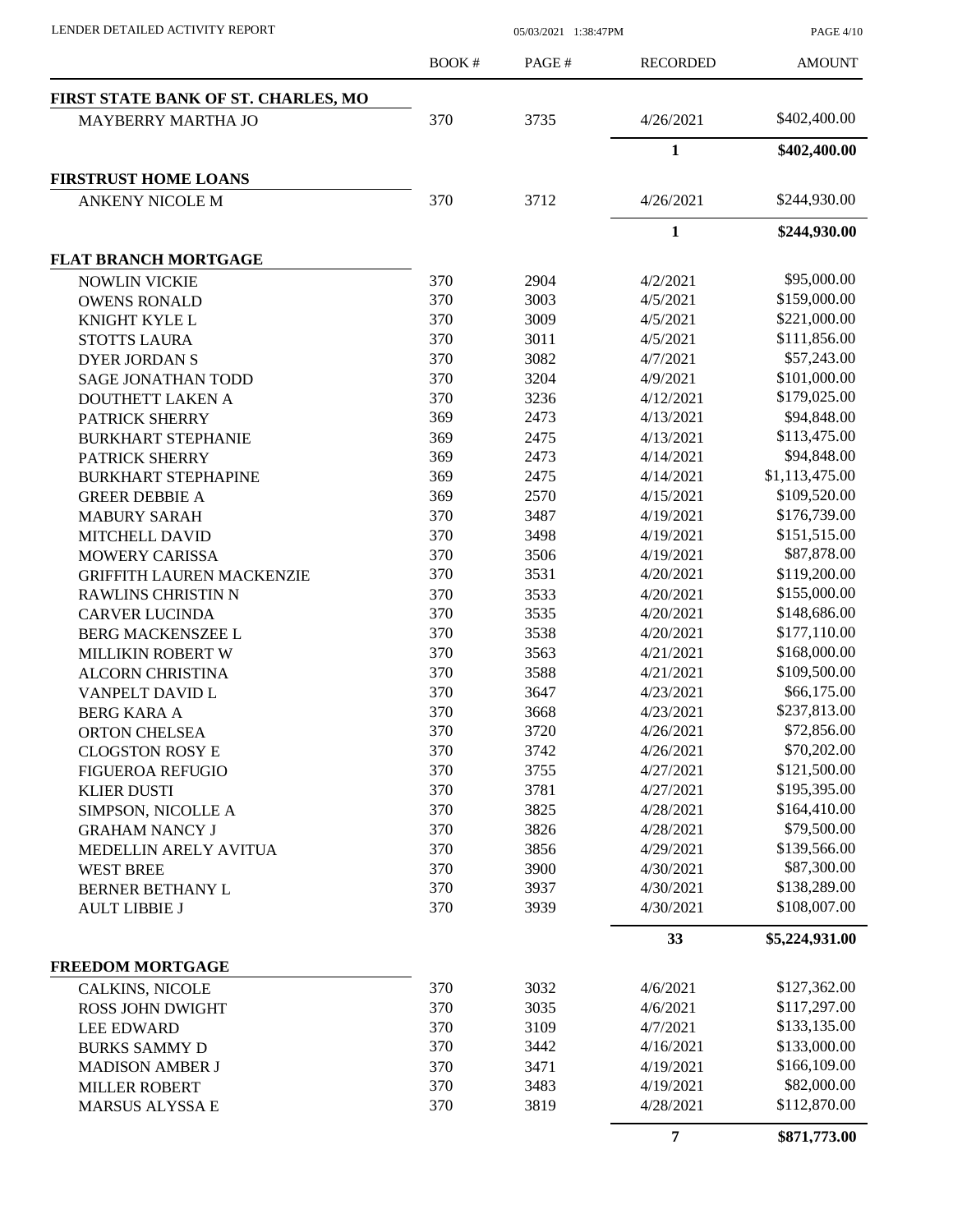LENDER DETAILED ACTIVITY REPORT

| | BOOK # | PAGE # | RECORDED | AMOUNT |
|---|---|---|---|---|
| **FIRST STATE BANK OF ST. CHARLES, MO** | | | | |
| MAYBERRY MARTHA JO | 370 | 3735 | 4/26/2021 | $402,400.00 |
| | | | **1** | **$402,400.00** |
| **FIRSTRUST HOME LOANS** | | | | |
| ANKENY NICOLE M | 370 | 3712 | 4/26/2021 | $244,930.00 |
| | | | **1** | **$244,930.00** |
| **FLAT BRANCH MORTGAGE** | | | | |
| NOWLIN VICKIE | 370 | 2904 | 4/2/2021 | $95,000.00 |
| OWENS RONALD | 370 | 3003 | 4/5/2021 | $159,000.00 |
| KNIGHT KYLE L | 370 | 3009 | 4/5/2021 | $221,000.00 |
| STOTTS LAURA | 370 | 3011 | 4/5/2021 | $111,856.00 |
| DYER JORDAN S | 370 | 3082 | 4/7/2021 | $57,243.00 |
| SAGE JONATHAN TODD | 370 | 3204 | 4/9/2021 | $101,000.00 |
| DOUTHETT LAKEN A | 370 | 3236 | 4/12/2021 | $179,025.00 |
| PATRICK SHERRY | 369 | 2473 | 4/13/2021 | $94,848.00 |
| BURKHART STEPHANIE | 369 | 2475 | 4/13/2021 | $113,475.00 |
| PATRICK SHERRY | 369 | 2473 | 4/14/2021 | $94,848.00 |
| BURKHART STEPHAPINE | 369 | 2475 | 4/14/2021 | $1,113,475.00 |
| GREER DEBBIE A | 369 | 2570 | 4/15/2021 | $109,520.00 |
| MABURY SARAH | 370 | 3487 | 4/19/2021 | $176,739.00 |
| MITCHELL DAVID | 370 | 3498 | 4/19/2021 | $151,515.00 |
| MOWERY CARISSA | 370 | 3506 | 4/19/2021 | $87,878.00 |
| GRIFFITH LAUREN MACKENZIE | 370 | 3531 | 4/20/2021 | $119,200.00 |
| RAWLINS CHRISTIN N | 370 | 3533 | 4/20/2021 | $155,000.00 |
| CARVER LUCINDA | 370 | 3535 | 4/20/2021 | $148,686.00 |
| BERG MACKENSZEE L | 370 | 3538 | 4/20/2021 | $177,110.00 |
| MILLIKIN ROBERT W | 370 | 3563 | 4/21/2021 | $168,000.00 |
| ALCORN CHRISTINA | 370 | 3588 | 4/21/2021 | $109,500.00 |
| VANPELT DAVID L | 370 | 3647 | 4/23/2021 | $66,175.00 |
| BERG KARA A | 370 | 3668 | 4/23/2021 | $237,813.00 |
| ORTON CHELSEA | 370 | 3720 | 4/26/2021 | $72,856.00 |
| CLOGSTON ROSY E | 370 | 3742 | 4/26/2021 | $70,202.00 |
| FIGUEROA REFUGIO | 370 | 3755 | 4/27/2021 | $121,500.00 |
| KLIER DUSTI | 370 | 3781 | 4/27/2021 | $195,395.00 |
| SIMPSON, NICOLLE A | 370 | 3825 | 4/28/2021 | $164,410.00 |
| GRAHAM NANCY J | 370 | 3826 | 4/28/2021 | $79,500.00 |
| MEDELLIN ARELY AVITUA | 370 | 3856 | 4/29/2021 | $139,566.00 |
| WEST BREE | 370 | 3900 | 4/30/2021 | $87,300.00 |
| BERNER BETHANY L | 370 | 3937 | 4/30/2021 | $138,289.00 |
| AULT LIBBIE J | 370 | 3939 | 4/30/2021 | $108,007.00 |
| | | | **33** | **$5,224,931.00** |
| **FREEDOM MORTGAGE** | | | | |
| CALKINS, NICOLE | 370 | 3032 | 4/6/2021 | $127,362.00 |
| ROSS JOHN DWIGHT | 370 | 3035 | 4/6/2021 | $117,297.00 |
| LEE EDWARD | 370 | 3109 | 4/7/2021 | $133,135.00 |
| BURKS SAMMY D | 370 | 3442 | 4/16/2021 | $133,000.00 |
| MADISON AMBER J | 370 | 3471 | 4/19/2021 | $166,109.00 |
| MILLER ROBERT | 370 | 3483 | 4/19/2021 | $82,000.00 |
| MARSUS ALYSSA E | 370 | 3819 | 4/28/2021 | $112,870.00 |
| | | | **7** | **$871,773.00** |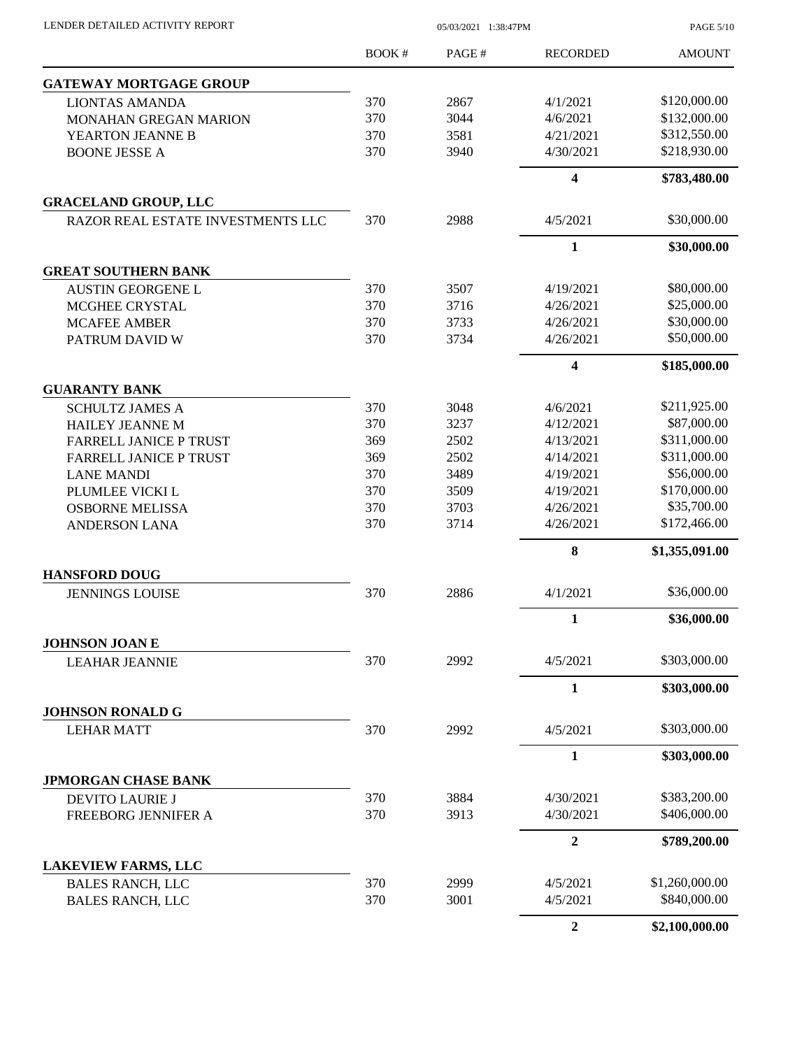LENDER DETAILED ACTIVITY REPORT

| | BOOK # | PAGE # | RECORDED | AMOUNT |
|---|---|---|---|---|
| **GATEWAY MORTGAGE GROUP** | | | | |
| LIONTAS AMANDA | 370 | 2867 | 4/1/2021 | \$120,000.00 |
| MONAHAN GREGAN MARION | 370 | 3044 | 4/6/2021 | \$132,000.00 |
| YEARTON JEANNE B | 370 | 3581 | 4/21/2021 | \$312,550.00 |
| BOONE JESSE A | 370 | 3940 | 4/30/2021 | \$218,930.00 |
| | | | **4** | **\$783,480.00** |
| **GRACELAND GROUP, LLC** | | | | |
| RAZOR REAL ESTATE INVESTMENTS LLC | 370 | 2988 | 4/5/2021 | \$30,000.00 |
| | | | **1** | **\$30,000.00** |
| **GREAT SOUTHERN BANK** | | | | |
| AUSTIN GEORGENE L | 370 | 3507 | 4/19/2021 | \$80,000.00 |
| MCGHEE CRYSTAL | 370 | 3716 | 4/26/2021 | \$25,000.00 |
| MCAFEE AMBER | 370 | 3733 | 4/26/2021 | \$30,000.00 |
| PATRUM DAVID W | 370 | 3734 | 4/26/2021 | \$50,000.00 |
| | | | **4** | **\$185,000.00** |
| **GUARANTY BANK** | | | | |
| SCHULTZ JAMES A | 370 | 3048 | 4/6/2021 | \$211,925.00 |
| HAILEY JEANNE M | 370 | 3237 | 4/12/2021 | \$87,000.00 |
| FARRELL JANICE P TRUST | 369 | 2502 | 4/13/2021 | \$311,000.00 |
| FARRELL JANICE P TRUST | 369 | 2502 | 4/14/2021 | \$311,000.00 |
| LANE MANDI | 370 | 3489 | 4/19/2021 | \$56,000.00 |
| PLUMLEE VICKI L | 370 | 3509 | 4/19/2021 | \$170,000.00 |
| OSBORNE MELISSA | 370 | 3703 | 4/26/2021 | \$35,700.00 |
| ANDERSON LANA | 370 | 3714 | 4/26/2021 | \$172,466.00 |
| | | | **8** | **\$1,355,091.00** |
| **HANSFORD DOUG** | | | | |
| JENNINGS LOUISE | 370 | 2886 | 4/1/2021 | \$36,000.00 |
| | | | **1** | **\$36,000.00** |
| **JOHNSON JOAN E** | | | | |
| LEAHAR JEANNIE | 370 | 2992 | 4/5/2021 | \$303,000.00 |
| | | | **1** | **\$303,000.00** |
| **JOHNSON RONALD G** | | | | |
| LEHAR MATT | 370 | 2992 | 4/5/2021 | \$303,000.00 |
| | | | **1** | **\$303,000.00** |
| **JPMORGAN CHASE BANK** | | | | |
| DEVITO LAURIE J | 370 | 3884 | 4/30/2021 | \$383,200.00 |
| FREEBORG JENNIFER A | 370 | 3913 | 4/30/2021 | \$406,000.00 |
| | | | **2** | **\$789,200.00** |
| **LAKEVIEW FARMS, LLC** | | | | |
| BALES RANCH, LLC | 370 | 2999 | 4/5/2021 | \$1,260,000.00 |
| BALES RANCH, LLC | 370 | 3001 | 4/5/2021 | \$840,000.00 |
| | | | **2** | **\$2,100,000.00** |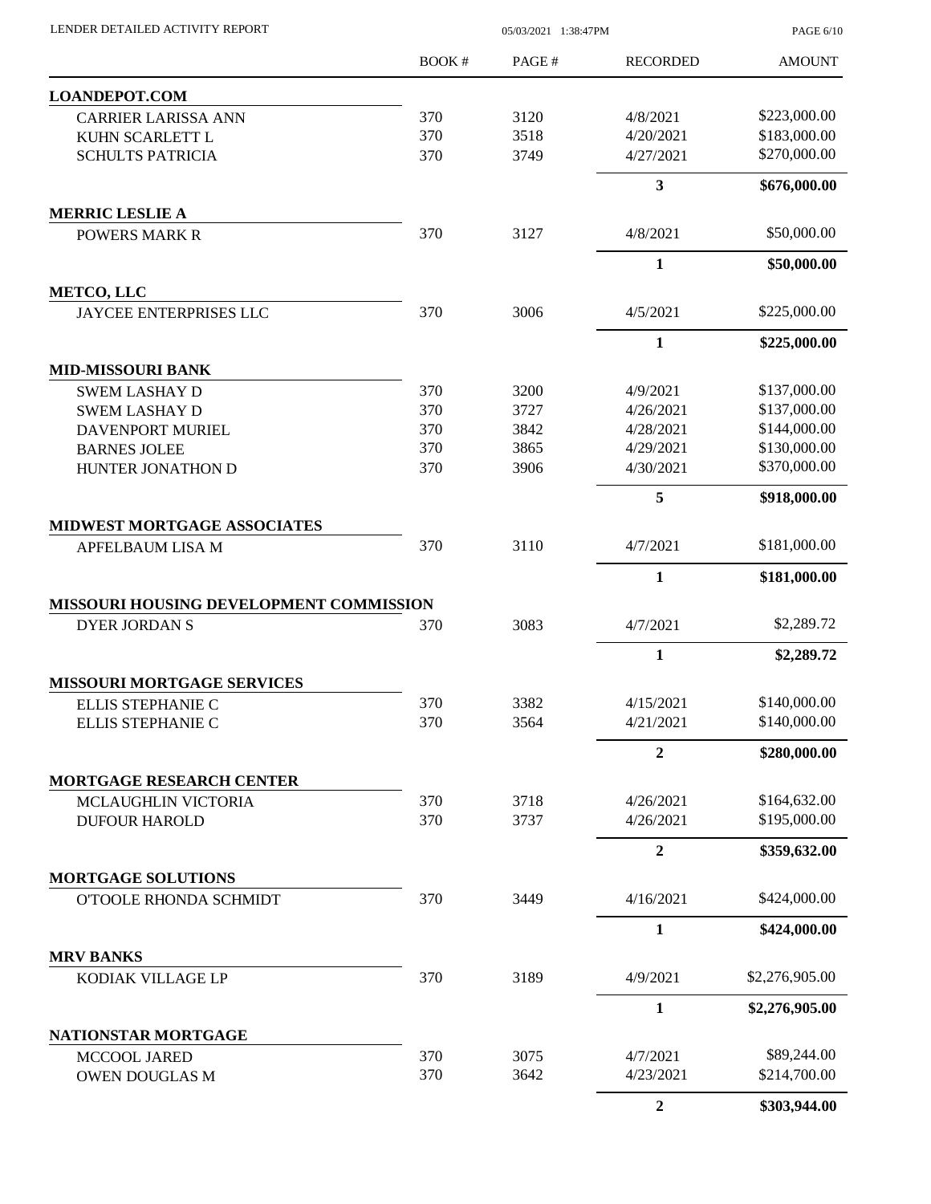| | BOOK # | PAGE # | RECORDED | AMOUNT |
|---|---|---|---|---|
| **LOANDEPOT.COM** | | | | |
| CARRIER LARISSA ANN | 370 | 3120 | 4/8/2021 | \$223,000.00 |
| KUHN SCARLETT L | 370 | 3518 | 4/20/2021 | \$183,000.00 |
| SCHULTS PATRICIA | 370 | 3749 | 4/27/2021 | \$270,000.00 |
| | | | **3** | **\$676,000.00** |
| **MERRIC LESLIE A** | | | | |
| POWERS MARK R | 370 | 3127 | 4/8/2021 | \$50,000.00 |
| | | | **1** | **\$50,000.00** |
| **METCO, LLC** | | | | |
| JAYCEE ENTERPRISES LLC | 370 | 3006 | 4/5/2021 | \$225,000.00 |
| | | | **1** | **\$225,000.00** |
| **MID-MISSOURI BANK** | | | | |
| SWEM LASHAY D | 370 | 3200 | 4/9/2021 | \$137,000.00 |
| SWEM LASHAY D | 370 | 3727 | 4/26/2021 | \$137,000.00 |
| DAVENPORT MURIEL | 370 | 3842 | 4/28/2021 | \$144,000.00 |
| BARNES JOLEE | 370 | 3865 | 4/29/2021 | \$130,000.00 |
| HUNTER JONATHON D | 370 | 3906 | 4/30/2021 | \$370,000.00 |
| | | | **5** | **\$918,000.00** |
| **MIDWEST MORTGAGE ASSOCIATES** | | | | |
| APFELBAUM LISA M | 370 | 3110 | 4/7/2021 | \$181,000.00 |
| | | | **1** | **\$181,000.00** |
| **MISSOURI HOUSING DEVELOPMENT COMMISSION** | | | | |
| DYER JORDAN S | 370 | 3083 | 4/7/2021 | \$2,289.72 |
| | | | **1** | **\$2,289.72** |
| **MISSOURI MORTGAGE SERVICES** | | | | |
| ELLIS STEPHANIE C | 370 | 3382 | 4/15/2021 | \$140,000.00 |
| ELLIS STEPHANIE C | 370 | 3564 | 4/21/2021 | \$140,000.00 |
| | | | **2** | **\$280,000.00** |
| **MORTGAGE RESEARCH CENTER** | | | | |
| MCLAUGHLIN VICTORIA | 370 | 3718 | 4/26/2021 | \$164,632.00 |
| DUFOUR HAROLD | 370 | 3737 | 4/26/2021 | \$195,000.00 |
| | | | **2** | **\$359,632.00** |
| **MORTGAGE SOLUTIONS** | | | | |
| O'TOOLE RHONDA SCHMIDT | 370 | 3449 | 4/16/2021 | \$424,000.00 |
| | | | **1** | **\$424,000.00** |
| **MRV BANKS** | | | | |
| KODIAK VILLAGE LP | 370 | 3189 | 4/9/2021 | \$2,276,905.00 |
| | | | **1** | **\$2,276,905.00** |
| **NATIONSTAR MORTGAGE** | | | | |
| MCCOOL JARED | 370 | 3075 | 4/7/2021 | \$89,244.00 |
| OWEN DOUGLAS M | 370 | 3642 | 4/23/2021 | \$214,700.00 |
| | | | **2** | **\$303,944.00** |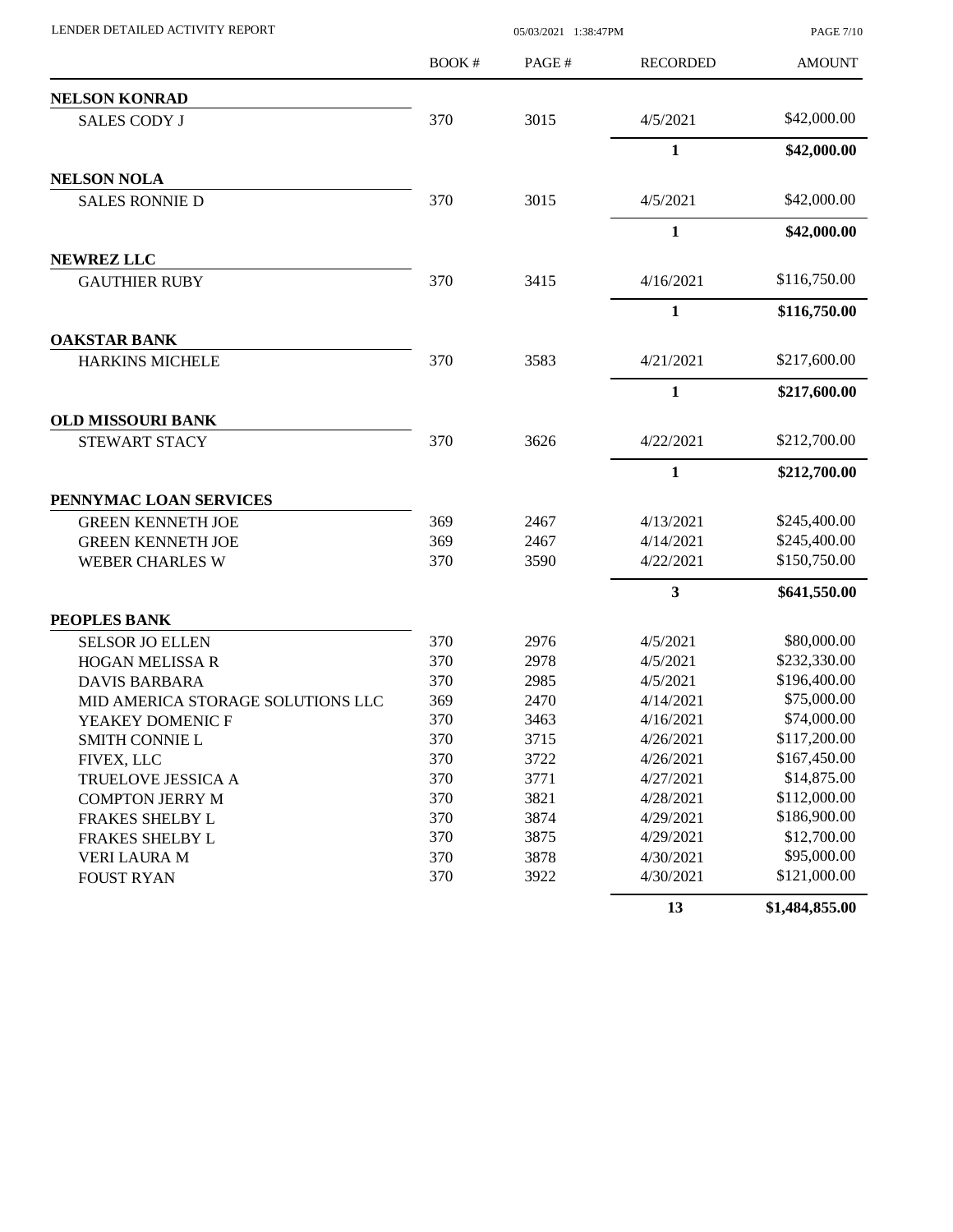LENDER DETAILED ACTIVITY REPORT

| | BOOK # | PAGE # | RECORDED | AMOUNT |
|---|---|---|---|---|
| **NELSON KONRAD** | | | | |
| SALES CODY J | 370 | 3015 | 4/5/2021 | $42,000.00 |
| | | | **1** | **$42,000.00** |
| **NELSON NOLA** | | | | |
| SALES RONNIE D | 370 | 3015 | 4/5/2021 | $42,000.00 |
| | | | **1** | **$42,000.00** |
| **NEWREZ LLC** | | | | |
| GAUTHIER RUBY | 370 | 3415 | 4/16/2021 | $116,750.00 |
| | | | **1** | **$116,750.00** |
| **OAKSTAR BANK** | | | | |
| HARKINS MICHELE | 370 | 3583 | 4/21/2021 | $217,600.00 |
| | | | **1** | **$217,600.00** |
| **OLD MISSOURI BANK** | | | | |
| STEWART STACY | 370 | 3626 | 4/22/2021 | $212,700.00 |
| | | | **1** | **$212,700.00** |
| **PENNYMAC LOAN SERVICES** | | | | |
| GREEN KENNETH JOE | 369 | 2467 | 4/13/2021 | $245,400.00 |
| GREEN KENNETH JOE | 369 | 2467 | 4/14/2021 | $245,400.00 |
| WEBER CHARLES W | 370 | 3590 | 4/22/2021 | $150,750.00 |
| | | | **3** | **$641,550.00** |
| **PEOPLES BANK** | | | | |
| SELSOR JO ELLEN | 370 | 2976 | 4/5/2021 | $80,000.00 |
| HOGAN MELISSA R | 370 | 2978 | 4/5/2021 | $232,330.00 |
| DAVIS BARBARA | 370 | 2985 | 4/5/2021 | $196,400.00 |
| MID AMERICA STORAGE SOLUTIONS LLC | 369 | 2470 | 4/14/2021 | $75,000.00 |
| YEAKEY DOMENIC F | 370 | 3463 | 4/16/2021 | $74,000.00 |
| SMITH CONNIE L | 370 | 3715 | 4/26/2021 | $117,200.00 |
| FIVEX, LLC | 370 | 3722 | 4/26/2021 | $167,450.00 |
| TRUELOVE JESSICA A | 370 | 3771 | 4/27/2021 | $14,875.00 |
| COMPTON JERRY M | 370 | 3821 | 4/28/2021 | $112,000.00 |
| FRAKES SHELBY L | 370 | 3874 | 4/29/2021 | $186,900.00 |
| FRAKES SHELBY L | 370 | 3875 | 4/29/2021 | $12,700.00 |
| VERI LAURA M | 370 | 3878 | 4/30/2021 | $95,000.00 |
| FOUST RYAN | 370 | 3922 | 4/30/2021 | $121,000.00 |
| | | | **13** | **$1,484,855.00** |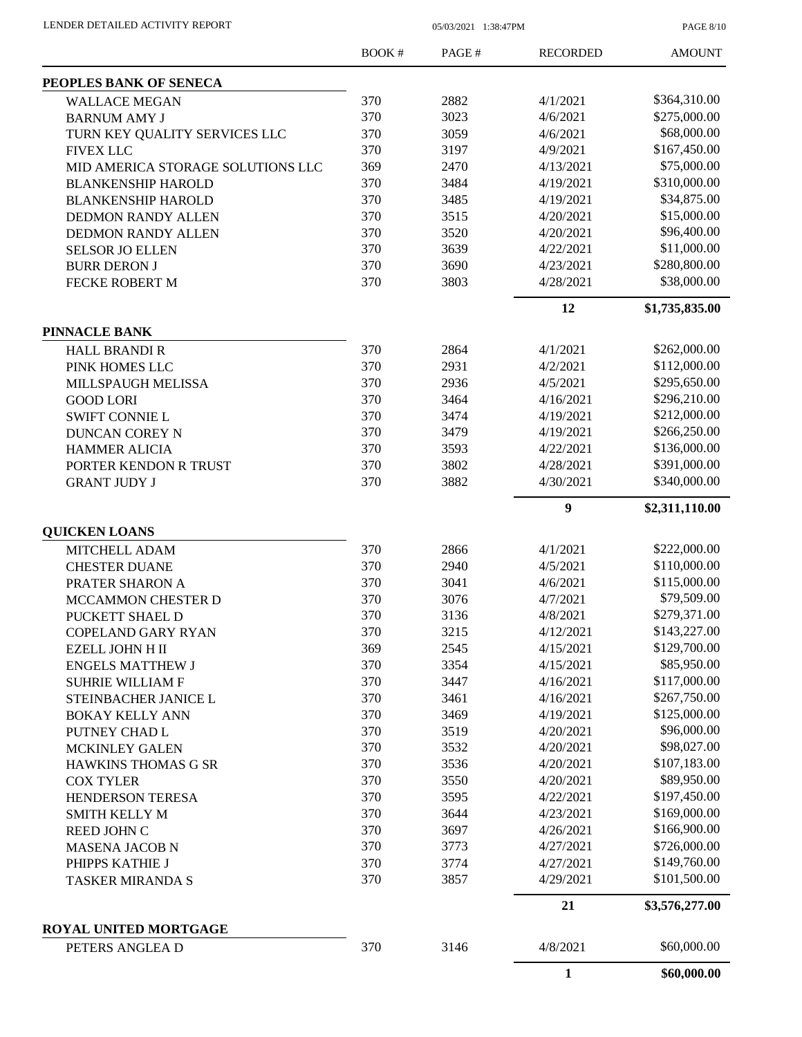LENDER DETAILED ACTIVITY REPORT

| | BOOK # | PAGE # | RECORDED | AMOUNT |
|---|---|---|---|---|
| **PEOPLES BANK OF SENECA** | | | | |
| WALLACE MEGAN | 370 | 2882 | 4/1/2021 | $364,310.00 |
| BARNUM AMY J | 370 | 3023 | 4/6/2021 | $275,000.00 |
| TURN KEY QUALITY SERVICES LLC | 370 | 3059 | 4/6/2021 | $68,000.00 |
| FIVEX LLC | 370 | 3197 | 4/9/2021 | $167,450.00 |
| MID AMERICA STORAGE SOLUTIONS LLC | 369 | 2470 | 4/13/2021 | $75,000.00 |
| BLANKENSHIP HAROLD | 370 | 3484 | 4/19/2021 | $310,000.00 |
| BLANKENSHIP HAROLD | 370 | 3485 | 4/19/2021 | $34,875.00 |
| DEDMON RANDY ALLEN | 370 | 3515 | 4/20/2021 | $15,000.00 |
| DEDMON RANDY ALLEN | 370 | 3520 | 4/20/2021 | $96,400.00 |
| SELSOR JO ELLEN | 370 | 3639 | 4/22/2021 | $11,000.00 |
| BURR DERON J | 370 | 3690 | 4/23/2021 | $280,800.00 |
| FECKE ROBERT M | 370 | 3803 | 4/28/2021 | $38,000.00 |
| | | | **12** | **$1,735,835.00** |
| **PINNACLE BANK** | | | | |
| HALL BRANDI R | 370 | 2864 | 4/1/2021 | $262,000.00 |
| PINK HOMES LLC | 370 | 2931 | 4/2/2021 | $112,000.00 |
| MILLSPAUGH MELISSA | 370 | 2936 | 4/5/2021 | $295,650.00 |
| GOOD LORI | 370 | 3464 | 4/16/2021 | $296,210.00 |
| SWIFT CONNIE L | 370 | 3474 | 4/19/2021 | $212,000.00 |
| DUNCAN COREY N | 370 | 3479 | 4/19/2021 | $266,250.00 |
| HAMMER ALICIA | 370 | 3593 | 4/22/2021 | $136,000.00 |
| PORTER KENDON R TRUST | 370 | 3802 | 4/28/2021 | $391,000.00 |
| GRANT JUDY J | 370 | 3882 | 4/30/2021 | $340,000.00 |
| | | | **9** | **$2,311,110.00** |
| **QUICKEN LOANS** | | | | |
| MITCHELL ADAM | 370 | 2866 | 4/1/2021 | $222,000.00 |
| CHESTER DUANE | 370 | 2940 | 4/5/2021 | $110,000.00 |
| PRATER SHARON A | 370 | 3041 | 4/6/2021 | $115,000.00 |
| MCCAMMON CHESTER D | 370 | 3076 | 4/7/2021 | $79,509.00 |
| PUCKETT SHAEL D | 370 | 3136 | 4/8/2021 | $279,371.00 |
| COPELAND GARY RYAN | 370 | 3215 | 4/12/2021 | $143,227.00 |
| EZELL JOHN H II | 369 | 2545 | 4/15/2021 | $129,700.00 |
| ENGELS MATTHEW J | 370 | 3354 | 4/15/2021 | $85,950.00 |
| SUHRIE WILLIAM F | 370 | 3447 | 4/16/2021 | $117,000.00 |
| STEINBACHER JANICE L | 370 | 3461 | 4/16/2021 | $267,750.00 |
| BOKAY KELLY ANN | 370 | 3469 | 4/19/2021 | $125,000.00 |
| PUTNEY CHAD L | 370 | 3519 | 4/20/2021 | $96,000.00 |
| MCKINLEY GALEN | 370 | 3532 | 4/20/2021 | $98,027.00 |
| HAWKINS THOMAS G SR | 370 | 3536 | 4/20/2021 | $107,183.00 |
| COX TYLER | 370 | 3550 | 4/20/2021 | $89,950.00 |
| HENDERSON TERESA | 370 | 3595 | 4/22/2021 | $197,450.00 |
| SMITH KELLY M | 370 | 3644 | 4/23/2021 | $169,000.00 |
| REED JOHN C | 370 | 3697 | 4/26/2021 | $166,900.00 |
| MASENA JACOB N | 370 | 3773 | 4/27/2021 | $726,000.00 |
| PHIPPS KATHIE J | 370 | 3774 | 4/27/2021 | $149,760.00 |
| TASKER MIRANDA S | 370 | 3857 | 4/29/2021 | $101,500.00 |
| | | | **21** | **$3,576,277.00** |
| **ROYAL UNITED MORTGAGE** | | | | |
| PETERS ANGLEA D | 370 | 3146 | 4/8/2021 | $60,000.00 |
| | | | **1** | **$60,000.00** |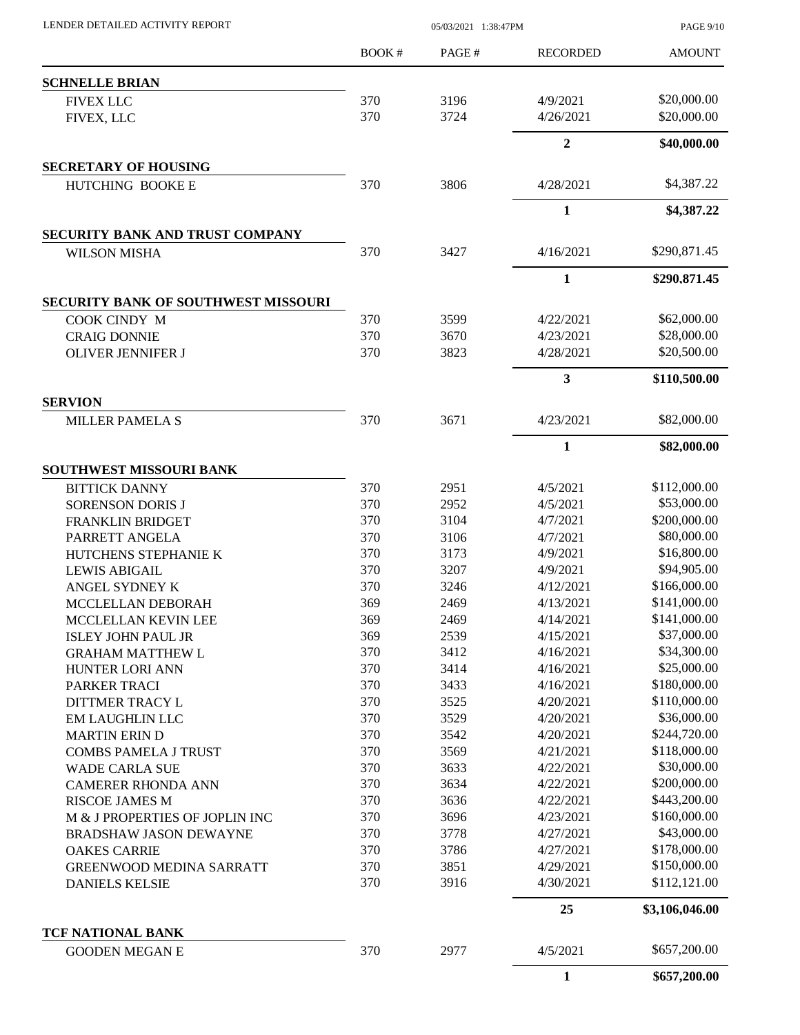LENDER DETAILED ACTIVITY REPORT

| | BOOK # | PAGE # | RECORDED | AMOUNT |
|---|---|---|---|---|
| **SCHNELLE BRIAN** | | | | |
| FIVEX LLC | 370 | 3196 | 4/9/2021 | \$20,000.00 |
| FIVEX, LLC | 370 | 3724 | 4/26/2021 | \$20,000.00 |
| | | | **2** | **\$40,000.00** |
| **SECRETARY OF HOUSING** | | | | |
| HUTCHING BOOKE E | 370 | 3806 | 4/28/2021 | \$4,387.22 |
| | | | **1** | **\$4,387.22** |
| **SECURITY BANK AND TRUST COMPANY** | | | | |
| WILSON MISHA | 370 | 3427 | 4/16/2021 | \$290,871.45 |
| | | | **1** | **\$290,871.45** |
| **SECURITY BANK OF SOUTHWEST MISSOURI** | | | | |
| COOK CINDY M | 370 | 3599 | 4/22/2021 | \$62,000.00 |
| CRAIG DONNIE | 370 | 3670 | 4/23/2021 | \$28,000.00 |
| OLIVER JENNIFER J | 370 | 3823 | 4/28/2021 | \$20,500.00 |
| | | | **3** | **\$110,500.00** |
| **SERVION** | | | | |
| MILLER PAMELA S | 370 | 3671 | 4/23/2021 | \$82,000.00 |
| | | | **1** | **\$82,000.00** |
| **SOUTHWEST MISSOURI BANK** | | | | |
| BITTICK DANNY | 370 | 2951 | 4/5/2021 | \$112,000.00 |
| SORENSON DORIS J | 370 | 2952 | 4/5/2021 | \$53,000.00 |
| FRANKLIN BRIDGET | 370 | 3104 | 4/7/2021 | \$200,000.00 |
| PARRETT ANGELA | 370 | 3106 | 4/7/2021 | \$80,000.00 |
| HUTCHENS STEPHANIE K | 370 | 3173 | 4/9/2021 | \$16,800.00 |
| LEWIS ABIGAIL | 370 | 3207 | 4/9/2021 | \$94,905.00 |
| ANGEL SYDNEY K | 370 | 3246 | 4/12/2021 | \$166,000.00 |
| MCCLELLAN DEBORAH | 369 | 2469 | 4/13/2021 | \$141,000.00 |
| MCCLELLAN KEVIN LEE | 369 | 2469 | 4/14/2021 | \$141,000.00 |
| ISLEY JOHN PAUL JR | 369 | 2539 | 4/15/2021 | \$37,000.00 |
| GRAHAM MATTHEW L | 370 | 3412 | 4/16/2021 | \$34,300.00 |
| HUNTER LORI ANN | 370 | 3414 | 4/16/2021 | \$25,000.00 |
| PARKER TRACI | 370 | 3433 | 4/16/2021 | \$180,000.00 |
| DITTMER TRACY L | 370 | 3525 | 4/20/2021 | \$110,000.00 |
| EM LAUGHLIN LLC | 370 | 3529 | 4/20/2021 | \$36,000.00 |
| MARTIN ERIN D | 370 | 3542 | 4/20/2021 | \$244,720.00 |
| COMBS PAMELA J TRUST | 370 | 3569 | 4/21/2021 | \$118,000.00 |
| WADE CARLA SUE | 370 | 3633 | 4/22/2021 | \$30,000.00 |
| CAMERER RHONDA ANN | 370 | 3634 | 4/22/2021 | \$200,000.00 |
| RISCOE JAMES M | 370 | 3636 | 4/22/2021 | \$443,200.00 |
| M & J PROPERTIES OF JOPLIN INC | 370 | 3696 | 4/23/2021 | \$160,000.00 |
| BRADSHAW JASON DEWAYNE | 370 | 3778 | 4/27/2021 | \$43,000.00 |
| OAKES CARRIE | 370 | 3786 | 4/27/2021 | \$178,000.00 |
| GREENWOOD MEDINA SARRATT | 370 | 3851 | 4/29/2021 | \$150,000.00 |
| DANIELS KELSIE | 370 | 3916 | 4/30/2021 | \$112,121.00 |
| | | | **25** | **\$3,106,046.00** |
| **TCF NATIONAL BANK** | | | | |
| GOODEN MEGAN E | 370 | 2977 | 4/5/2021 | \$657,200.00 |
| | | | **1** | **\$657,200.00** |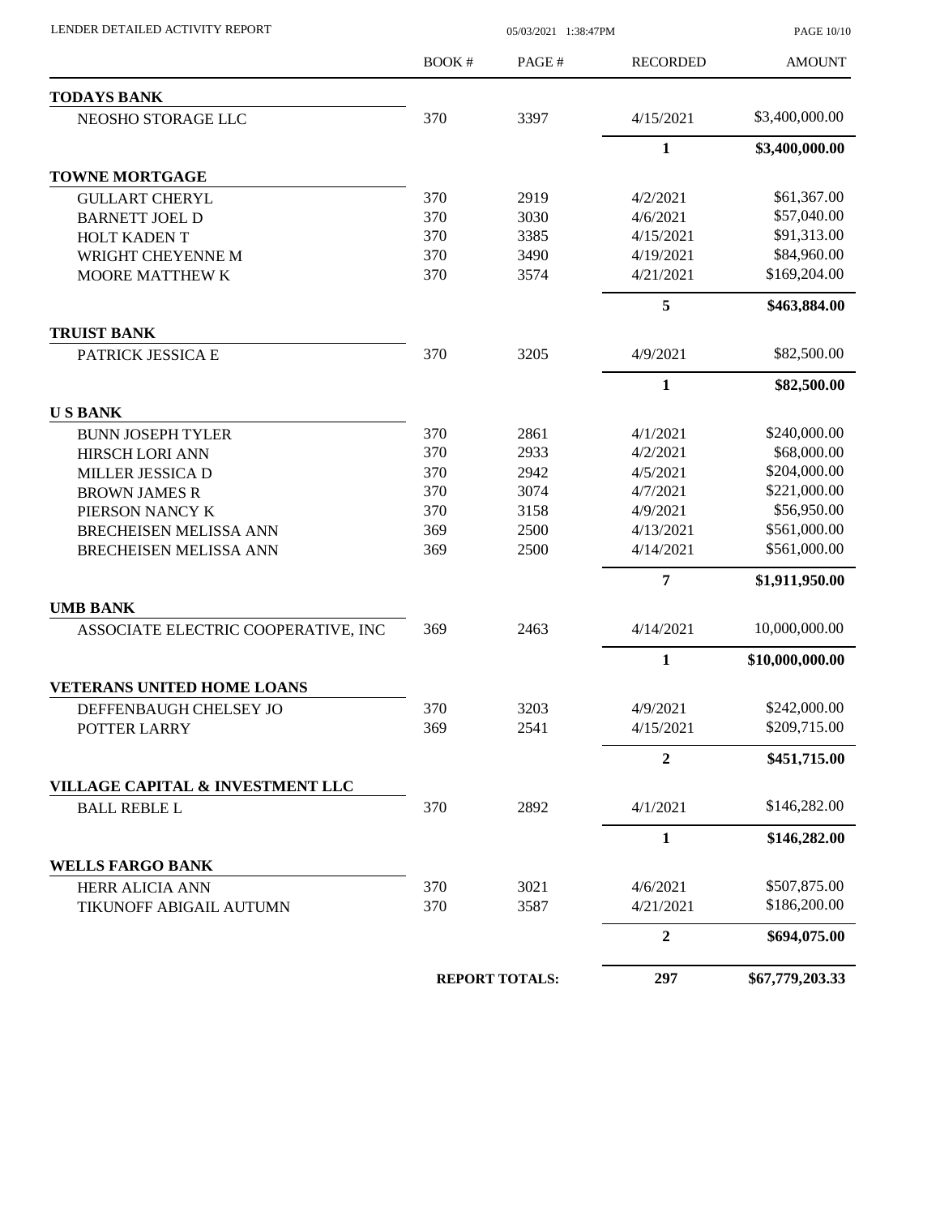| | BOOK # | PAGE # | RECORDED | AMOUNT |
|---|---|---|---|---|
| **TODAYS BANK** | | | | |
| NEOSHO STORAGE LLC | 370 | 3397 | 4/15/2021 | \$3,400,000.00 |
| | | | **1** | **\$3,400,000.00** |
| **TOWNE MORTGAGE** | | | | |
| GULLART CHERYL | 370 | 2919 | 4/2/2021 | \$61,367.00 |
| BARNETT JOEL D | 370 | 3030 | 4/6/2021 | \$57,040.00 |
| HOLT KADEN T | 370 | 3385 | 4/15/2021 | \$91,313.00 |
| WRIGHT CHEYENNE M | 370 | 3490 | 4/19/2021 | \$84,960.00 |
| MOORE MATTHEW K | 370 | 3574 | 4/21/2021 | \$169,204.00 |
| | | | **5** | **\$463,884.00** |
| **TRUIST BANK** | | | | |
| PATRICK JESSICA E | 370 | 3205 | 4/9/2021 | \$82,500.00 |
| | | | **1** | **\$82,500.00** |
| **U S BANK** | | | | |
| BUNN JOSEPH TYLER | 370 | 2861 | 4/1/2021 | \$240,000.00 |
| HIRSCH LORI ANN | 370 | 2933 | 4/2/2021 | \$68,000.00 |
| MILLER JESSICA D | 370 | 2942 | 4/5/2021 | \$204,000.00 |
| BROWN JAMES R | 370 | 3074 | 4/7/2021 | \$221,000.00 |
| PIERSON NANCY K | 370 | 3158 | 4/9/2021 | \$56,950.00 |
| BRECHEISEN MELISSA ANN | 369 | 2500 | 4/13/2021 | \$561,000.00 |
| BRECHEISEN MELISSA ANN | 369 | 2500 | 4/14/2021 | \$561,000.00 |
| | | | **7** | **\$1,911,950.00** |
| **UMB BANK** | | | | |
| ASSOCIATE ELECTRIC COOPERATIVE, INC | 369 | 2463 | 4/14/2021 | 10,000,000.00 |
| | | | **1** | **\$10,000,000.00** |
| **VETERANS UNITED HOME LOANS** | | | | |
| DEFFENBAUGH CHELSEY JO | 370 | 3203 | 4/9/2021 | \$242,000.00 |
| POTTER LARRY | 369 | 2541 | 4/15/2021 | \$209,715.00 |
| | | | **2** | **\$451,715.00** |
| **VILLAGE CAPITAL & INVESTMENT LLC** | | | | |
| BALL REBLE L | 370 | 2892 | 4/1/2021 | \$146,282.00 |
| | | | **1** | **\$146,282.00** |
| **WELLS FARGO BANK** | | | | |
| HERR ALICIA ANN | 370 | 3021 | 4/6/2021 | \$507,875.00 |
| TIKUNOFF ABIGAIL AUTUMN | 370 | 3587 | 4/21/2021 | \$186,200.00 |
| | | | **2** | **\$694,075.00** |
| | **REPORT TOTALS:** | | **297** | **\$67,779,203.33** |